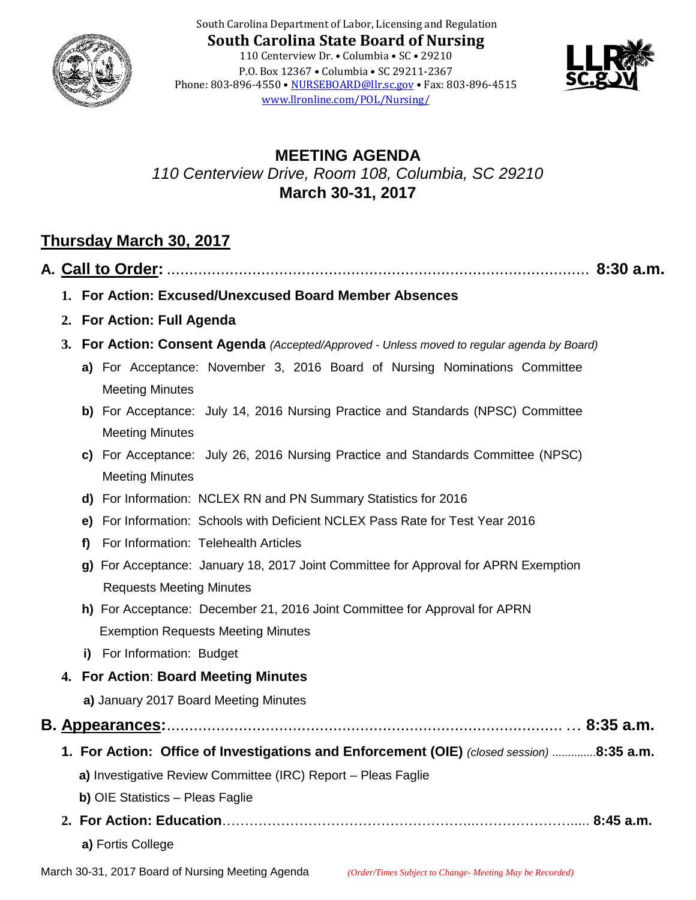South Carolina Department of Labor, Licensing and Regulation

**South Carolina State Board of Nursing**

110 Centerview Dr. • Columbia • SC • 29210
P.O. Box 12367 • Columbia • SC 29211-2367
Phone: 803-896-4550 • NURSEBOARD@llr.sc.gov • Fax: 803-896-4515
www.llronline.com/POL/Nursing/

# MEETING AGENDA

*110 Centerview Drive, Room 108, Columbia, SC 29210*

**March 30-31, 2017**

## Thursday March 30, 2017

### A. Call to Order: ........................................................................................ 8:30 a.m.

1. **For Action: Excused/Unexcused Board Member Absences**
2. **For Action: Full Agenda**
3. **For Action: Consent Agenda** *(Accepted/Approved - Unless moved to regular agenda by Board)*
   - **a)** For Acceptance: November 3, 2016 Board of Nursing Nominations Committee Meeting Minutes
   - **b)** For Acceptance: July 14, 2016 Nursing Practice and Standards (NPSC) Committee Meeting Minutes
   - **c)** For Acceptance: July 26, 2016 Nursing Practice and Standards Committee (NPSC) Meeting Minutes
   - **d)** For Information: NCLEX RN and PN Summary Statistics for 2016
   - **e)** For Information: Schools with Deficient NCLEX Pass Rate for Test Year 2016
   - **f)** For Information: Telehealth Articles
   - **g)** For Acceptance: January 18, 2017 Joint Committee for Approval for APRN Exemption Requests Meeting Minutes
   - **h)** For Acceptance: December 21, 2016 Joint Committee for Approval for APRN Exemption Requests Meeting Minutes
   - **i)** For Information: Budget
4. **For Action**: **Board Meeting Minutes**
   - **a)** January 2017 Board Meeting Minutes

### B. Appearances:........................................................................................ … 8:35 a.m.

1. **For Action: Office of Investigations and Enforcement (OIE)** *(closed session)* .............**8:35 a.m.**
   - **a)** Investigative Review Committee (IRC) Report – Pleas Faglie
   - **b)** OIE Statistics – Pleas Faglie
2. **For Action: Education**………………………………………………..…………………..... **8:45 a.m.**
   - **a)** Fortis College

*(Order/Times Subject to Change- Meeting May be Recorded)*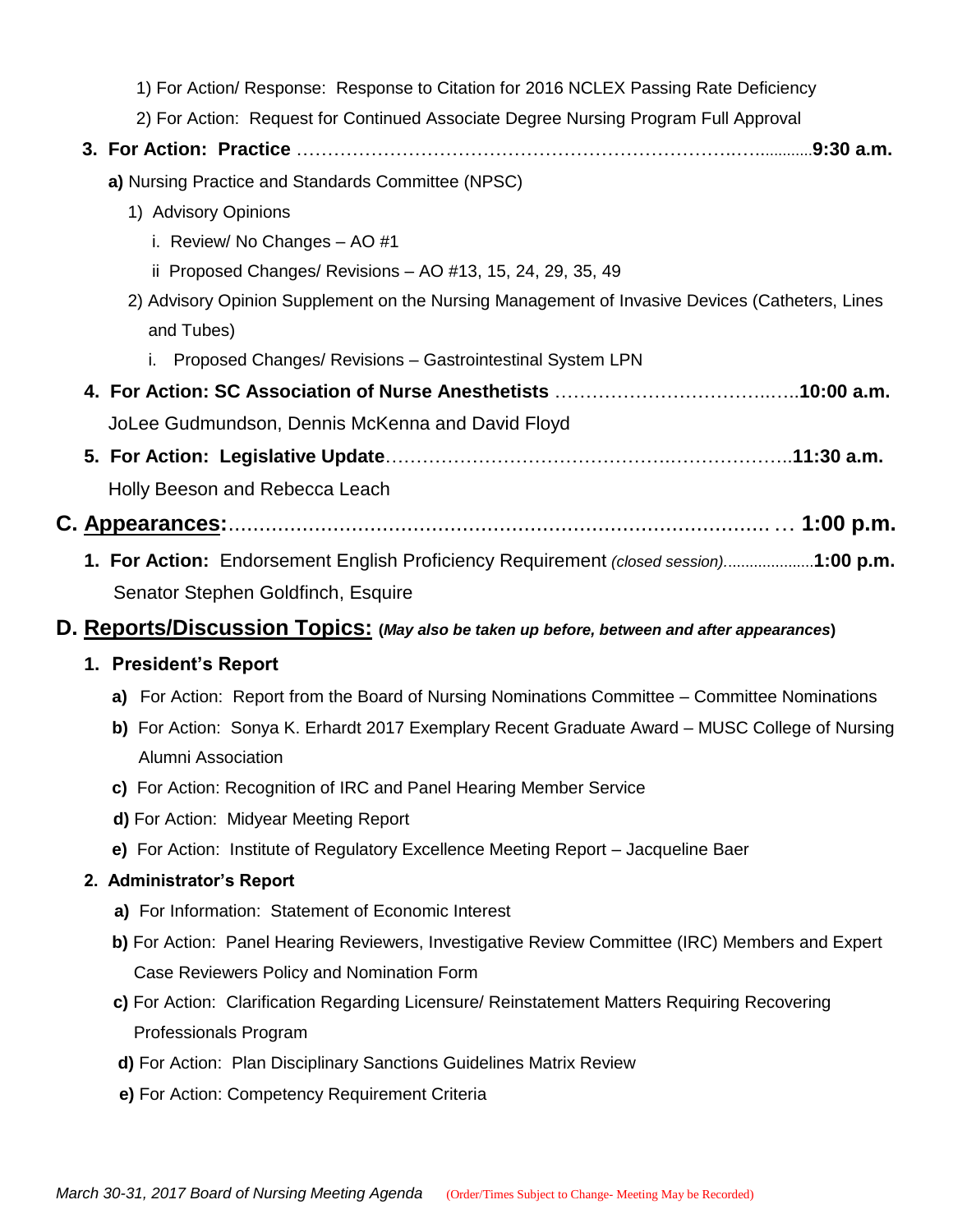1) For Action/ Response: Response to Citation for 2016 NCLEX Passing Rate Deficiency

2) For Action: Request for Continued Associate Degree Nursing Program Full Approval

**3. For Action: Practice** ……………………………………………………………………..9:30 a.m.

**a)** Nursing Practice and Standards Committee (NPSC)

1) Advisory Opinions

i. Review/ No Changes – AO #1

ii Proposed Changes/ Revisions – AO #13, 15, 24, 29, 35, 49

2) Advisory Opinion Supplement on the Nursing Management of Invasive Devices (Catheters, Lines and Tubes)

i. Proposed Changes/ Revisions – Gastrointestinal System LPN

**4. For Action: SC Association of Nurse Anesthetists** ……………………………………..10:00 a.m.

JoLee Gudmundson, Dennis McKenna and David Floyd

**5. For Action: Legislative Update**……………………………………………………………..11:30 a.m.

Holly Beeson and Rebecca Leach

## C. <u>Appearances:</u>……………………………………………………………………… 1:00 p.m.

**1. For Action:** Endorsement English Proficiency Requirement *(closed session)*....................**1:00 p.m.**

Senator Stephen Goldfinch, Esquire

## D. <u>Reports/Discussion Topics:</u> (*May also be taken up before, between and after appearances*)

**1. President's Report**

**a)** For Action: Report from the Board of Nursing Nominations Committee – Committee Nominations

**b)** For Action: Sonya K. Erhardt 2017 Exemplary Recent Graduate Award – MUSC College of Nursing Alumni Association

**c)** For Action: Recognition of IRC and Panel Hearing Member Service

**d)** For Action: Midyear Meeting Report

**e)** For Action: Institute of Regulatory Excellence Meeting Report – Jacqueline Baer

**2. Administrator's Report**

**a)** For Information: Statement of Economic Interest

**b)** For Action: Panel Hearing Reviewers, Investigative Review Committee (IRC) Members and Expert Case Reviewers Policy and Nomination Form

**c)** For Action: Clarification Regarding Licensure/ Reinstatement Matters Requiring Recovering Professionals Program

**d)** For Action: Plan Disciplinary Sanctions Guidelines Matrix Review

**e)** For Action: Competency Requirement Criteria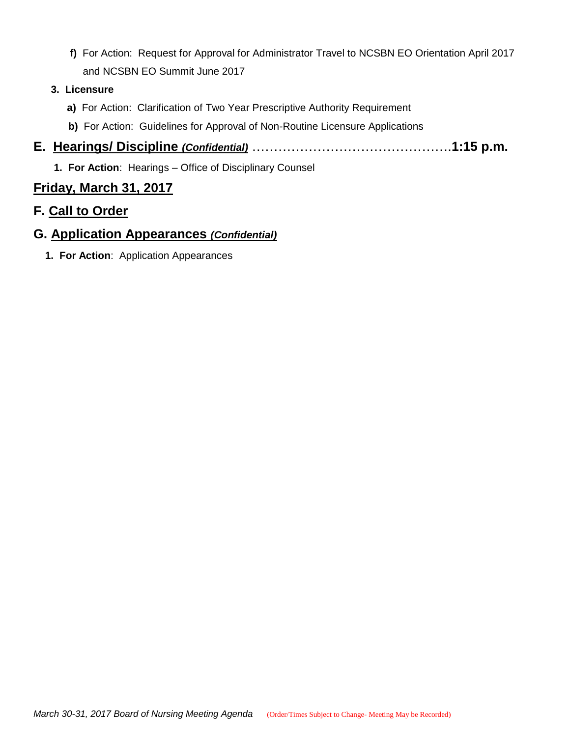**f)** For Action: Request for Approval for Administrator Travel to NCSBN EO Orientation April 2017 and NCSBN EO Summit June 2017

**3. Licensure**

**a)** For Action: Clarification of Two Year Prescriptive Authority Requirement

**b)** For Action: Guidelines for Approval of Non-Routine Licensure Applications

## E. Hearings/ Discipline *(Confidential)* ..........................................1:15 p.m.

**1. For Action**: Hearings – Office of Disciplinary Counsel

## Friday, March 31, 2017

## F. Call to Order

## G. Application Appearances *(Confidential)*

**1. For Action**: Application Appearances